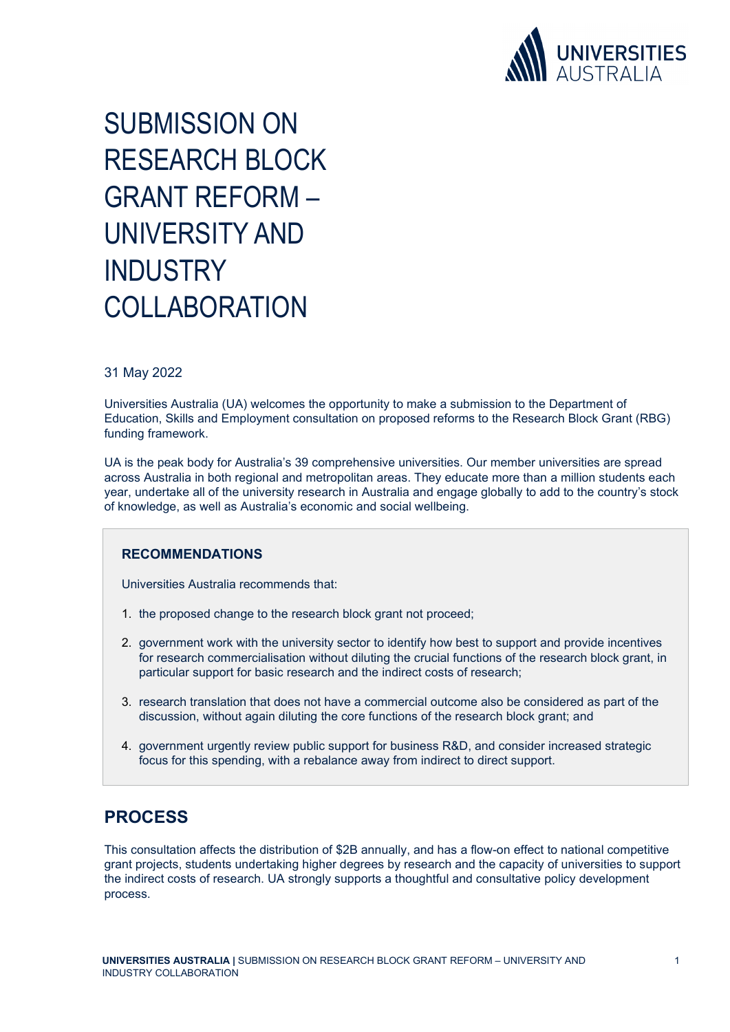# SUBMISSION ON RESEARCH BLOCK GRANT REFORM – UNIVERSITY AND INDUSTRY COLLABORATION

31 May 2022

Universities Australia (UA) welcomes the opportunity to make a submission to the Department of Education, Skills and Employment consultation on proposed reforms to the Research Block Grant (RBG) funding framework.

UA is the peak body for Australia's 39 comprehensive universities. Our member universities are spread across Australia in both regional and metropolitan areas. They educate more than a million students each year, undertake all of the university research in Australia and engage globally to add to the country's stock of knowledge, as well as Australia's economic and social wellbeing.

**RECOMMENDATIONS**

Universities Australia recommends that:

1. the proposed change to the research block grant not proceed;
2. government work with the university sector to identify how best to support and provide incentives for research commercialisation without diluting the crucial functions of the research block grant, in particular support for basic research and the indirect costs of research;
3. research translation that does not have a commercial outcome also be considered as part of the discussion, without again diluting the core functions of the research block grant; and
4. government urgently review public support for business R&D, and consider increased strategic focus for this spending, with a rebalance away from indirect to direct support.

## PROCESS

This consultation affects the distribution of $2B annually, and has a flow-on effect to national competitive grant projects, students undertaking higher degrees by research and the capacity of universities to support the indirect costs of research. UA strongly supports a thoughtful and consultative policy development process.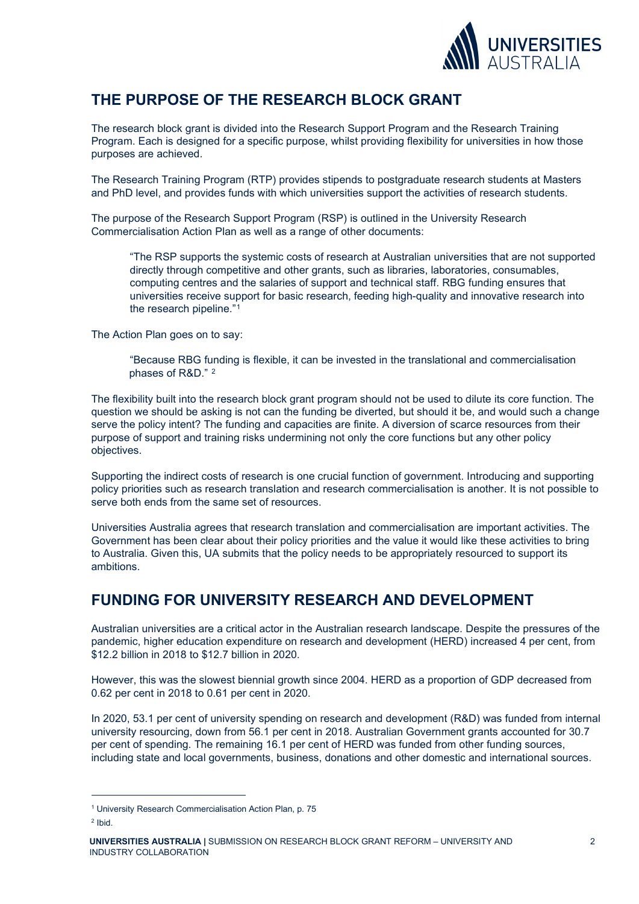## THE PURPOSE OF THE RESEARCH BLOCK GRANT

The research block grant is divided into the Research Support Program and the Research Training Program. Each is designed for a specific purpose, whilst providing flexibility for universities in how those purposes are achieved.

The Research Training Program (RTP) provides stipends to postgraduate research students at Masters and PhD level, and provides funds with which universities support the activities of research students.

The purpose of the Research Support Program (RSP) is outlined in the University Research Commercialisation Action Plan as well as a range of other documents:

> "The RSP supports the systemic costs of research at Australian universities that are not supported directly through competitive and other grants, such as libraries, laboratories, consumables, computing centres and the salaries of support and technical staff. RBG funding ensures that universities receive support for basic research, feeding high-quality and innovative research into the research pipeline."[1]

The Action Plan goes on to say:

> "Because RBG funding is flexible, it can be invested in the translational and commercialisation phases of R&D." [2]

The flexibility built into the research block grant program should not be used to dilute its core function. The question we should be asking is not can the funding be diverted, but should it be, and would such a change serve the policy intent? The funding and capacities are finite. A diversion of scarce resources from their purpose of support and training risks undermining not only the core functions but any other policy objectives.

Supporting the indirect costs of research is one crucial function of government. Introducing and supporting policy priorities such as research translation and research commercialisation is another. It is not possible to serve both ends from the same set of resources.

Universities Australia agrees that research translation and commercialisation are important activities. The Government has been clear about their policy priorities and the value it would like these activities to bring to Australia. Given this, UA submits that the policy needs to be appropriately resourced to support its ambitions.

## FUNDING FOR UNIVERSITY RESEARCH AND DEVELOPMENT

Australian universities are a critical actor in the Australian research landscape. Despite the pressures of the pandemic, higher education expenditure on research and development (HERD) increased 4 per cent, from $12.2 billion in 2018 to $12.7 billion in 2020.

However, this was the slowest biennial growth since 2004. HERD as a proportion of GDP decreased from 0.62 per cent in 2018 to 0.61 per cent in 2020.

In 2020, 53.1 per cent of university spending on research and development (R&D) was funded from internal university resourcing, down from 56.1 per cent in 2018. Australian Government grants accounted for 30.7 per cent of spending. The remaining 16.1 per cent of HERD was funded from other funding sources, including state and local governments, business, donations and other domestic and international sources.

[1] University Research Commercialisation Action Plan, p. 75

[2] Ibid.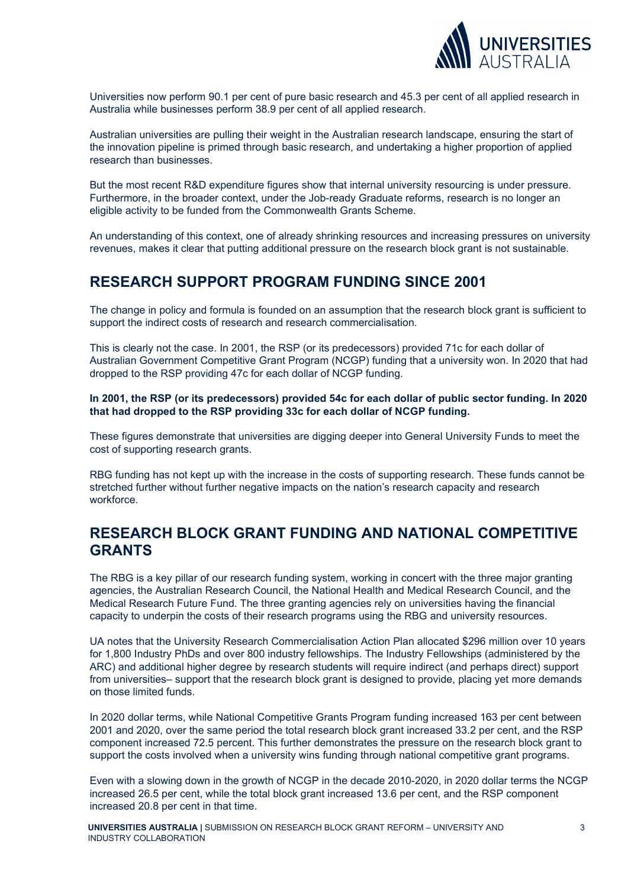Universities now perform 90.1 per cent of pure basic research and 45.3 per cent of all applied research in Australia while businesses perform 38.9 per cent of all applied research.

Australian universities are pulling their weight in the Australian research landscape, ensuring the start of the innovation pipeline is primed through basic research, and undertaking a higher proportion of applied research than businesses.

But the most recent R&D expenditure figures show that internal university resourcing is under pressure. Furthermore, in the broader context, under the Job-ready Graduate reforms, research is no longer an eligible activity to be funded from the Commonwealth Grants Scheme.

An understanding of this context, one of already shrinking resources and increasing pressures on university revenues, makes it clear that putting additional pressure on the research block grant is not sustainable.

## RESEARCH SUPPORT PROGRAM FUNDING SINCE 2001

The change in policy and formula is founded on an assumption that the research block grant is sufficient to support the indirect costs of research and research commercialisation.

This is clearly not the case. In 2001, the RSP (or its predecessors) provided 71c for each dollar of Australian Government Competitive Grant Program (NCGP) funding that a university won. In 2020 that had dropped to the RSP providing 47c for each dollar of NCGP funding.

**In 2001, the RSP (or its predecessors) provided 54c for each dollar of public sector funding. In 2020 that had dropped to the RSP providing 33c for each dollar of NCGP funding.**

These figures demonstrate that universities are digging deeper into General University Funds to meet the cost of supporting research grants.

RBG funding has not kept up with the increase in the costs of supporting research. These funds cannot be stretched further without further negative impacts on the nation's research capacity and research workforce.

## RESEARCH BLOCK GRANT FUNDING AND NATIONAL COMPETITIVE GRANTS

The RBG is a key pillar of our research funding system, working in concert with the three major granting agencies, the Australian Research Council, the National Health and Medical Research Council, and the Medical Research Future Fund. The three granting agencies rely on universities having the financial capacity to underpin the costs of their research programs using the RBG and university resources.

UA notes that the University Research Commercialisation Action Plan allocated $296 million over 10 years for 1,800 Industry PhDs and over 800 industry fellowships. The Industry Fellowships (administered by the ARC) and additional higher degree by research students will require indirect (and perhaps direct) support from universities– support that the research block grant is designed to provide, placing yet more demands on those limited funds.

In 2020 dollar terms, while National Competitive Grants Program funding increased 163 per cent between 2001 and 2020, over the same period the total research block grant increased 33.2 per cent, and the RSP component increased 72.5 percent. This further demonstrates the pressure on the research block grant to support the costs involved when a university wins funding through national competitive grant programs.

Even with a slowing down in the growth of NCGP in the decade 2010-2020, in 2020 dollar terms the NCGP increased 26.5 per cent, while the total block grant increased 13.6 per cent, and the RSP component increased 20.8 per cent in that time.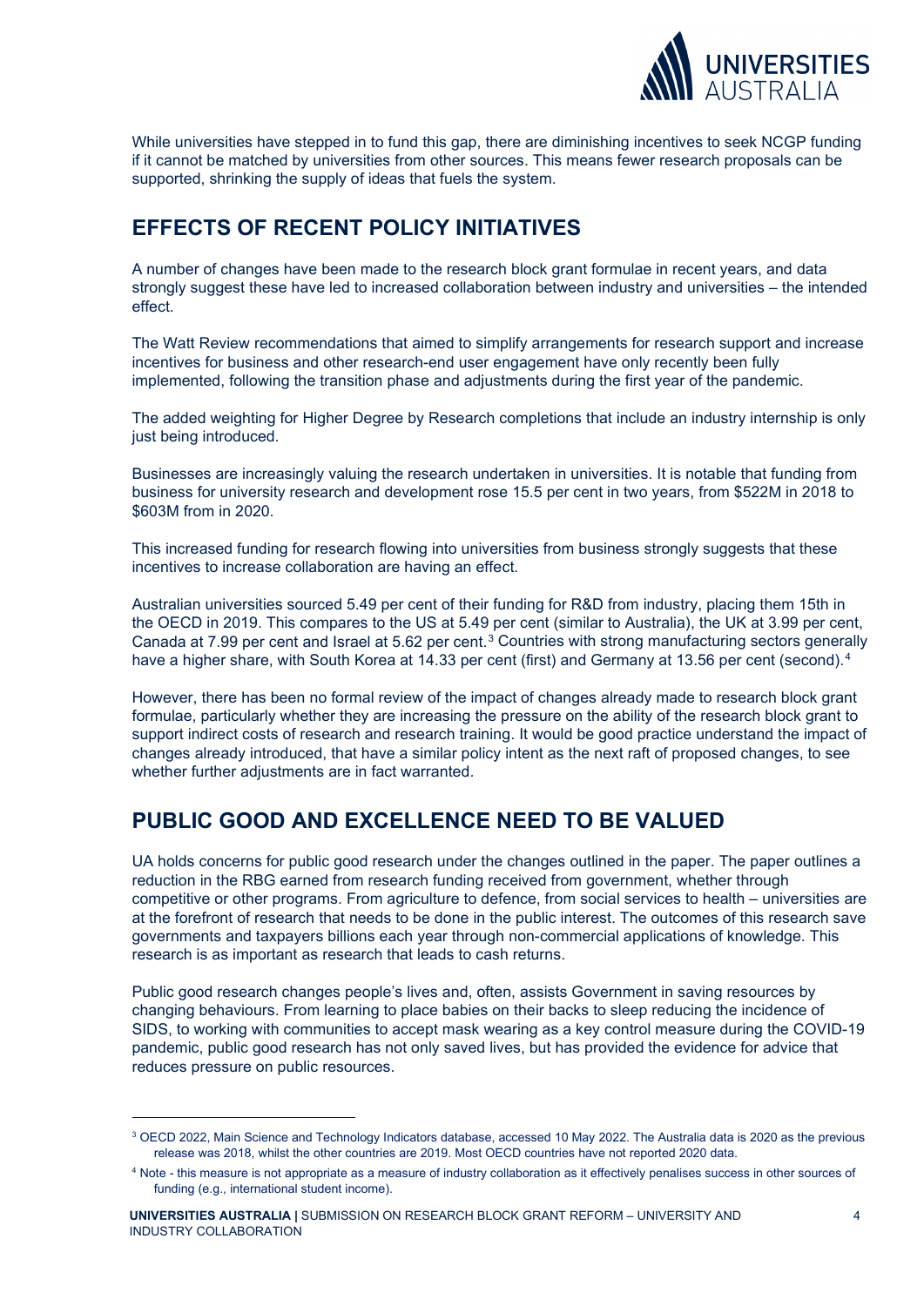While universities have stepped in to fund this gap, there are diminishing incentives to seek NCGP funding if it cannot be matched by universities from other sources. This means fewer research proposals can be supported, shrinking the supply of ideas that fuels the system.

## EFFECTS OF RECENT POLICY INITIATIVES

A number of changes have been made to the research block grant formulae in recent years, and data strongly suggest these have led to increased collaboration between industry and universities – the intended effect.

The Watt Review recommendations that aimed to simplify arrangements for research support and increase incentives for business and other research-end user engagement have only recently been fully implemented, following the transition phase and adjustments during the first year of the pandemic.

The added weighting for Higher Degree by Research completions that include an industry internship is only just being introduced.

Businesses are increasingly valuing the research undertaken in universities. It is notable that funding from business for university research and development rose 15.5 per cent in two years, from $522M in 2018 to $603M from in 2020.

This increased funding for research flowing into universities from business strongly suggests that these incentives to increase collaboration are having an effect.

Australian universities sourced 5.49 per cent of their funding for R&D from industry, placing them 15th in the OECD in 2019. This compares to the US at 5.49 per cent (similar to Australia), the UK at 3.99 per cent, Canada at 7.99 per cent and Israel at 5.62 per cent.[3] Countries with strong manufacturing sectors generally have a higher share, with South Korea at 14.33 per cent (first) and Germany at 13.56 per cent (second).[4]

However, there has been no formal review of the impact of changes already made to research block grant formulae, particularly whether they are increasing the pressure on the ability of the research block grant to support indirect costs of research and research training. It would be good practice understand the impact of changes already introduced, that have a similar policy intent as the next raft of proposed changes, to see whether further adjustments are in fact warranted.

## PUBLIC GOOD AND EXCELLENCE NEED TO BE VALUED

UA holds concerns for public good research under the changes outlined in the paper. The paper outlines a reduction in the RBG earned from research funding received from government, whether through competitive or other programs. From agriculture to defence, from social services to health – universities are at the forefront of research that needs to be done in the public interest. The outcomes of this research save governments and taxpayers billions each year through non-commercial applications of knowledge. This research is as important as research that leads to cash returns.

Public good research changes people's lives and, often, assists Government in saving resources by changing behaviours. From learning to place babies on their backs to sleep reducing the incidence of SIDS, to working with communities to accept mask wearing as a key control measure during the COVID-19 pandemic, public good research has not only saved lives, but has provided the evidence for advice that reduces pressure on public resources.

---

[3] OECD 2022, Main Science and Technology Indicators database, accessed 10 May 2022. The Australia data is 2020 as the previous release was 2018, whilst the other countries are 2019. Most OECD countries have not reported 2020 data.

[4] Note - this measure is not appropriate as a measure of industry collaboration as it effectively penalises success in other sources of funding (e.g., international student income).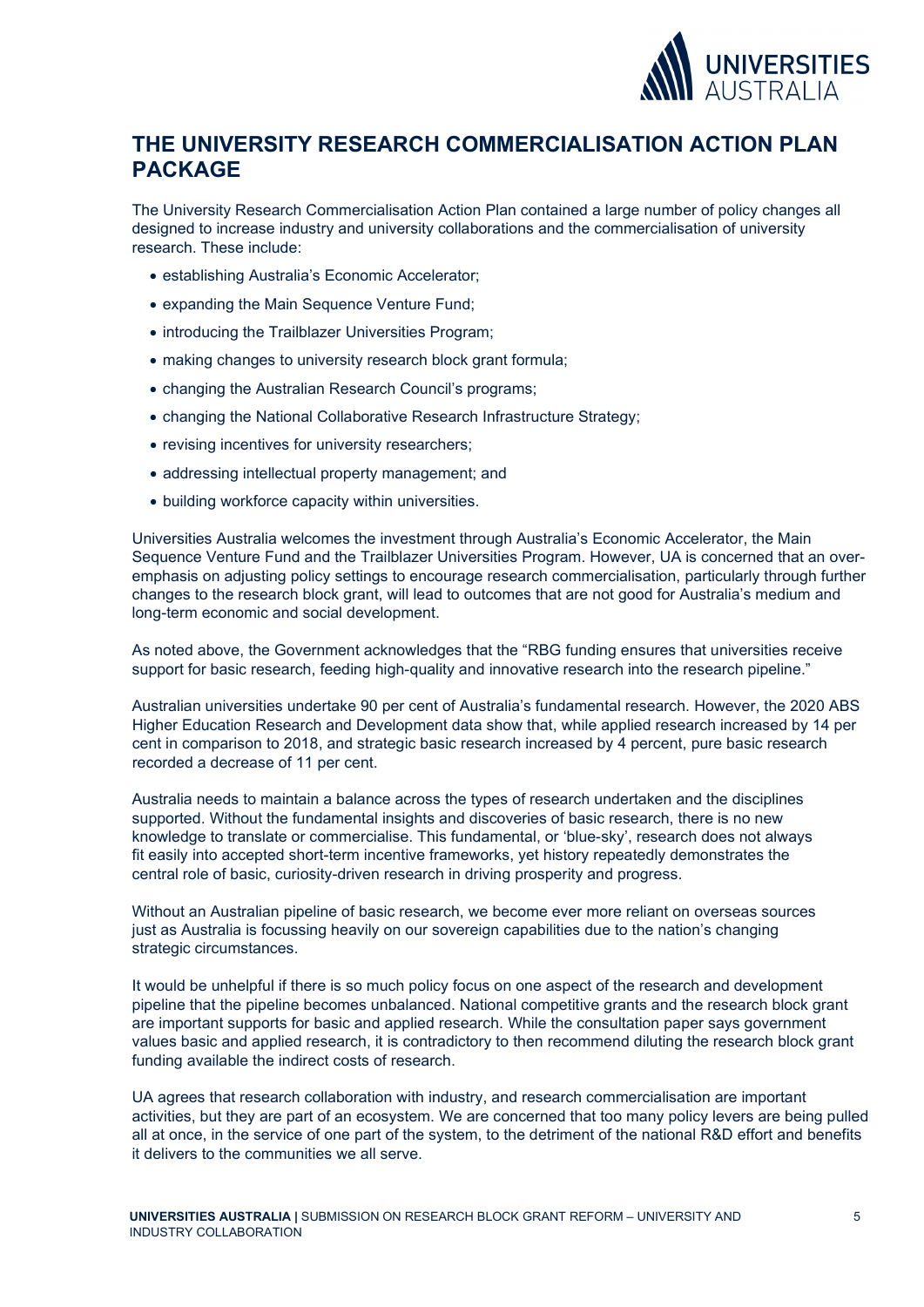## THE UNIVERSITY RESEARCH COMMERCIALISATION ACTION PLAN PACKAGE

The University Research Commercialisation Action Plan contained a large number of policy changes all designed to increase industry and university collaborations and the commercialisation of university research. These include:

- establishing Australia's Economic Accelerator;
- expanding the Main Sequence Venture Fund;
- introducing the Trailblazer Universities Program;
- making changes to university research block grant formula;
- changing the Australian Research Council's programs;
- changing the National Collaborative Research Infrastructure Strategy;
- revising incentives for university researchers;
- addressing intellectual property management; and
- building workforce capacity within universities.

Universities Australia welcomes the investment through Australia's Economic Accelerator, the Main Sequence Venture Fund and the Trailblazer Universities Program. However, UA is concerned that an over-emphasis on adjusting policy settings to encourage research commercialisation, particularly through further changes to the research block grant, will lead to outcomes that are not good for Australia's medium and long-term economic and social development.

As noted above, the Government acknowledges that the "RBG funding ensures that universities receive support for basic research, feeding high-quality and innovative research into the research pipeline."

Australian universities undertake 90 per cent of Australia's fundamental research. However, the 2020 ABS Higher Education Research and Development data show that, while applied research increased by 14 per cent in comparison to 2018, and strategic basic research increased by 4 percent, pure basic research recorded a decrease of 11 per cent.

Australia needs to maintain a balance across the types of research undertaken and the disciplines supported. Without the fundamental insights and discoveries of basic research, there is no new knowledge to translate or commercialise. This fundamental, or 'blue-sky', research does not always fit easily into accepted short-term incentive frameworks, yet history repeatedly demonstrates the central role of basic, curiosity-driven research in driving prosperity and progress.

Without an Australian pipeline of basic research, we become ever more reliant on overseas sources just as Australia is focussing heavily on our sovereign capabilities due to the nation's changing strategic circumstances.

It would be unhelpful if there is so much policy focus on one aspect of the research and development pipeline that the pipeline becomes unbalanced. National competitive grants and the research block grant are important supports for basic and applied research. While the consultation paper says government values basic and applied research, it is contradictory to then recommend diluting the research block grant funding available the indirect costs of research.

UA agrees that research collaboration with industry, and research commercialisation are important activities, but they are part of an ecosystem. We are concerned that too many policy levers are being pulled all at once, in the service of one part of the system, to the detriment of the national R&D effort and benefits it delivers to the communities we all serve.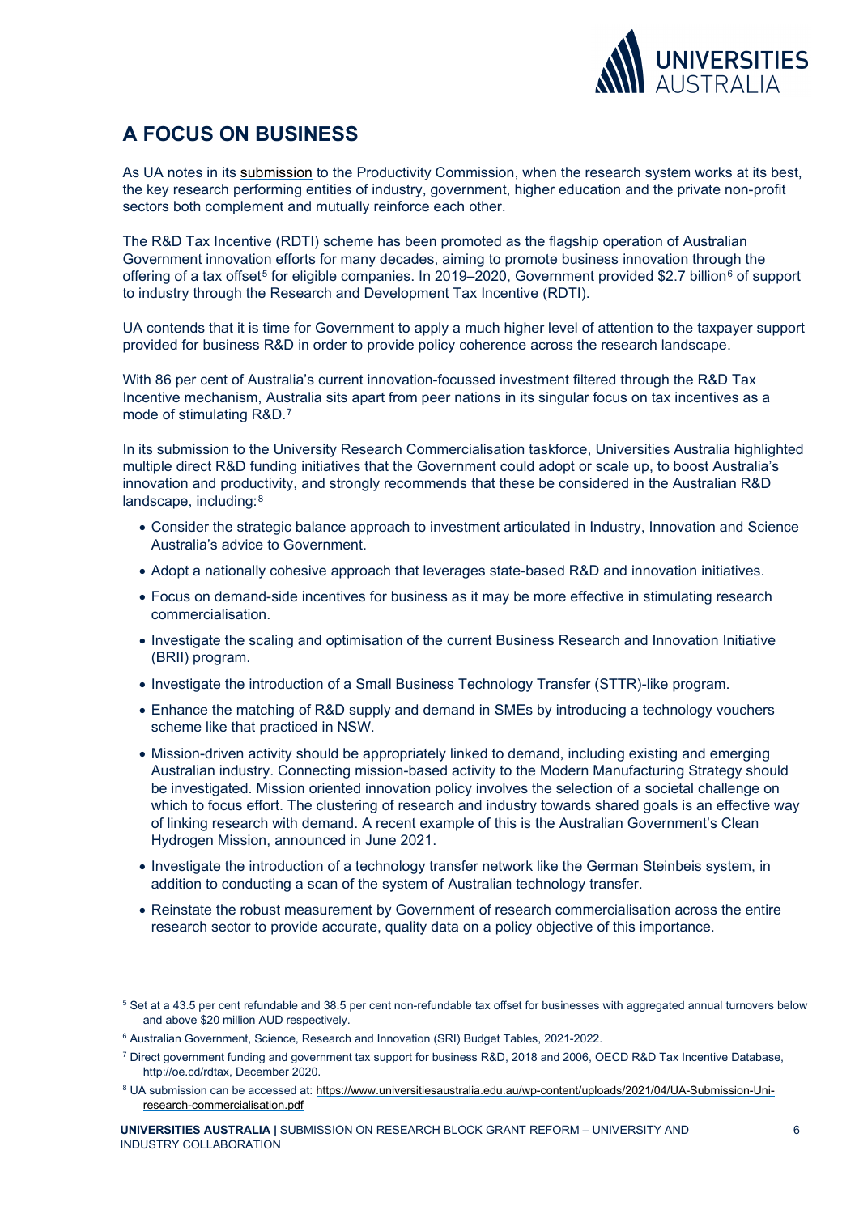## A FOCUS ON BUSINESS

As UA notes in its submission to the Productivity Commission, when the research system works at its best, the key research performing entities of industry, government, higher education and the private non-profit sectors both complement and mutually reinforce each other.

The R&D Tax Incentive (RDTI) scheme has been promoted as the flagship operation of Australian Government innovation efforts for many decades, aiming to promote business innovation through the offering of a tax offset[5] for eligible companies. In 2019–2020, Government provided $2.7 billion[6] of support to industry through the Research and Development Tax Incentive (RDTI).

UA contends that it is time for Government to apply a much higher level of attention to the taxpayer support provided for business R&D in order to provide policy coherence across the research landscape.

With 86 per cent of Australia's current innovation-focussed investment filtered through the R&D Tax Incentive mechanism, Australia sits apart from peer nations in its singular focus on tax incentives as a mode of stimulating R&D.[7]

In its submission to the University Research Commercialisation taskforce, Universities Australia highlighted multiple direct R&D funding initiatives that the Government could adopt or scale up, to boost Australia's innovation and productivity, and strongly recommends that these be considered in the Australian R&D landscape, including:[8]

- Consider the strategic balance approach to investment articulated in Industry, Innovation and Science Australia's advice to Government.
- Adopt a nationally cohesive approach that leverages state-based R&D and innovation initiatives.
- Focus on demand-side incentives for business as it may be more effective in stimulating research commercialisation.
- Investigate the scaling and optimisation of the current Business Research and Innovation Initiative (BRII) program.
- Investigate the introduction of a Small Business Technology Transfer (STTR)-like program.
- Enhance the matching of R&D supply and demand in SMEs by introducing a technology vouchers scheme like that practiced in NSW.
- Mission-driven activity should be appropriately linked to demand, including existing and emerging Australian industry. Connecting mission-based activity to the Modern Manufacturing Strategy should be investigated. Mission oriented innovation policy involves the selection of a societal challenge on which to focus effort. The clustering of research and industry towards shared goals is an effective way of linking research with demand. A recent example of this is the Australian Government's Clean Hydrogen Mission, announced in June 2021.
- Investigate the introduction of a technology transfer network like the German Steinbeis system, in addition to conducting a scan of the system of Australian technology transfer.
- Reinstate the robust measurement by Government of research commercialisation across the entire research sector to provide accurate, quality data on a policy objective of this importance.

---

[5] Set at a 43.5 per cent refundable and 38.5 per cent non-refundable tax offset for businesses with aggregated annual turnovers below and above $20 million AUD respectively.

[6] Australian Government, Science, Research and Innovation (SRI) Budget Tables, 2021-2022.

[7] Direct government funding and government tax support for business R&D, 2018 and 2006, OECD R&D Tax Incentive Database, http://oe.cd/rdtax, December 2020.

[8] UA submission can be accessed at: https://www.universitiesaustralia.edu.au/wp-content/uploads/2021/04/UA-Submission-Uni-research-commercialisation.pdf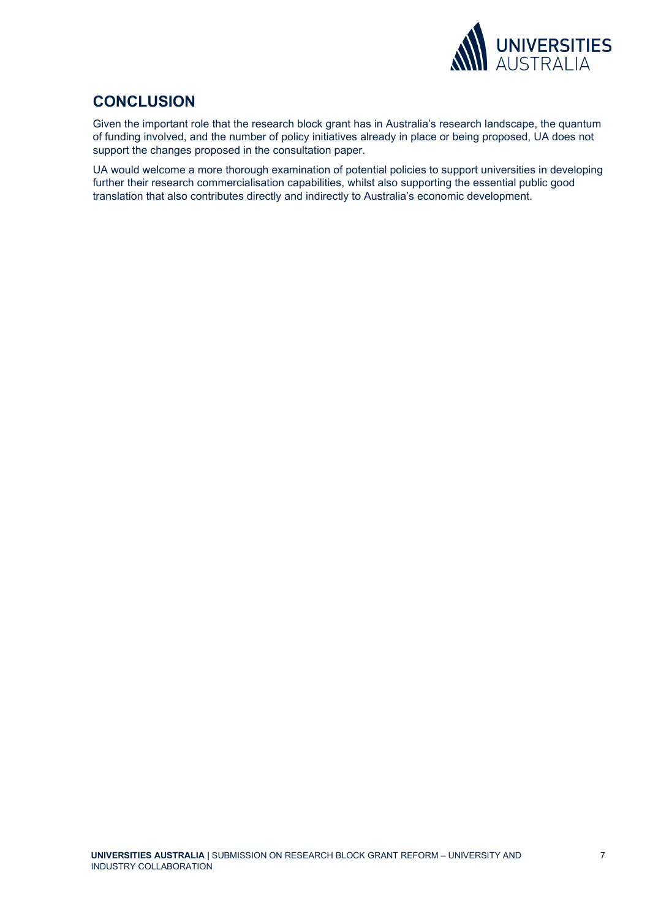## CONCLUSION

Given the important role that the research block grant has in Australia's research landscape, the quantum of funding involved, and the number of policy initiatives already in place or being proposed, UA does not support the changes proposed in the consultation paper.

UA would welcome a more thorough examination of potential policies to support universities in developing further their research commercialisation capabilities, whilst also supporting the essential public good translation that also contributes directly and indirectly to Australia's economic development.